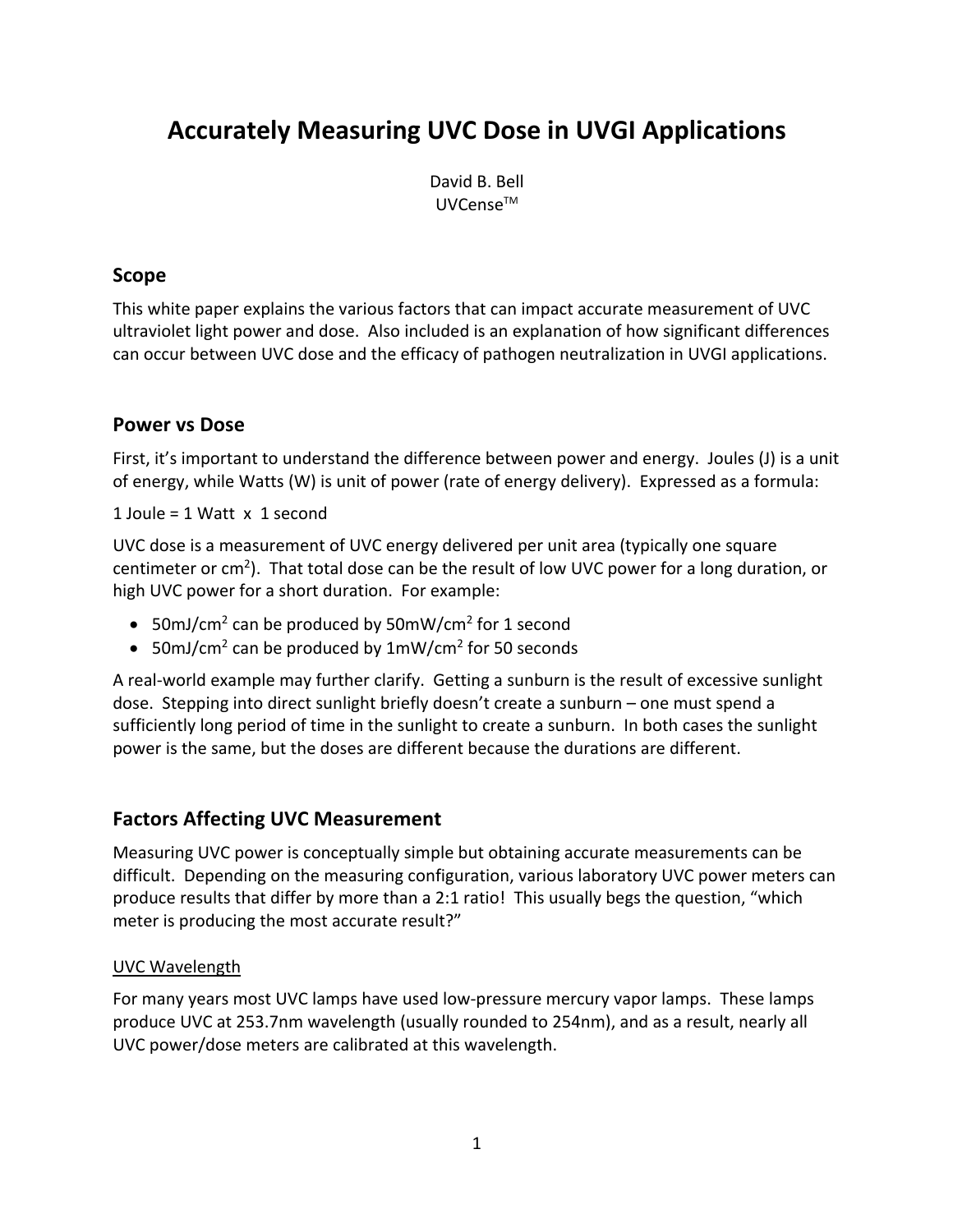# Accurately Measuring UVC Dose in UVGI Applications

David B. Bell
UVCense™

## Scope

This white paper explains the various factors that can impact accurate measurement of UVC ultraviolet light power and dose. Also included is an explanation of how significant differences can occur between UVC dose and the efficacy of pathogen neutralization in UVGI applications.

## Power vs Dose

First, it's important to understand the difference between power and energy. Joules (J) is a unit of energy, while Watts (W) is unit of power (rate of energy delivery). Expressed as a formula:

1 Joule = 1 Watt x 1 second

UVC dose is a measurement of UVC energy delivered per unit area (typically one square centimeter or $cm^2$). That total dose can be the result of low UVC power for a long duration, or high UVC power for a short duration. For example:

- $50mJ/cm^2$ can be produced by $50mW/cm^2$ for 1 second
- $50mJ/cm^2$ can be produced by $1mW/cm^2$ for 50 seconds

A real-world example may further clarify. Getting a sunburn is the result of excessive sunlight dose. Stepping into direct sunlight briefly doesn't create a sunburn – one must spend a sufficiently long period of time in the sunlight to create a sunburn. In both cases the sunlight power is the same, but the doses are different because the durations are different.

## Factors Affecting UVC Measurement

Measuring UVC power is conceptually simple but obtaining accurate measurements can be difficult. Depending on the measuring configuration, various laboratory UVC power meters can produce results that differ by more than a 2:1 ratio! This usually begs the question, "which meter is producing the most accurate result?"

### UVC Wavelength

For many years most UVC lamps have used low-pressure mercury vapor lamps. These lamps produce UVC at 253.7nm wavelength (usually rounded to 254nm), and as a result, nearly all UVC power/dose meters are calibrated at this wavelength.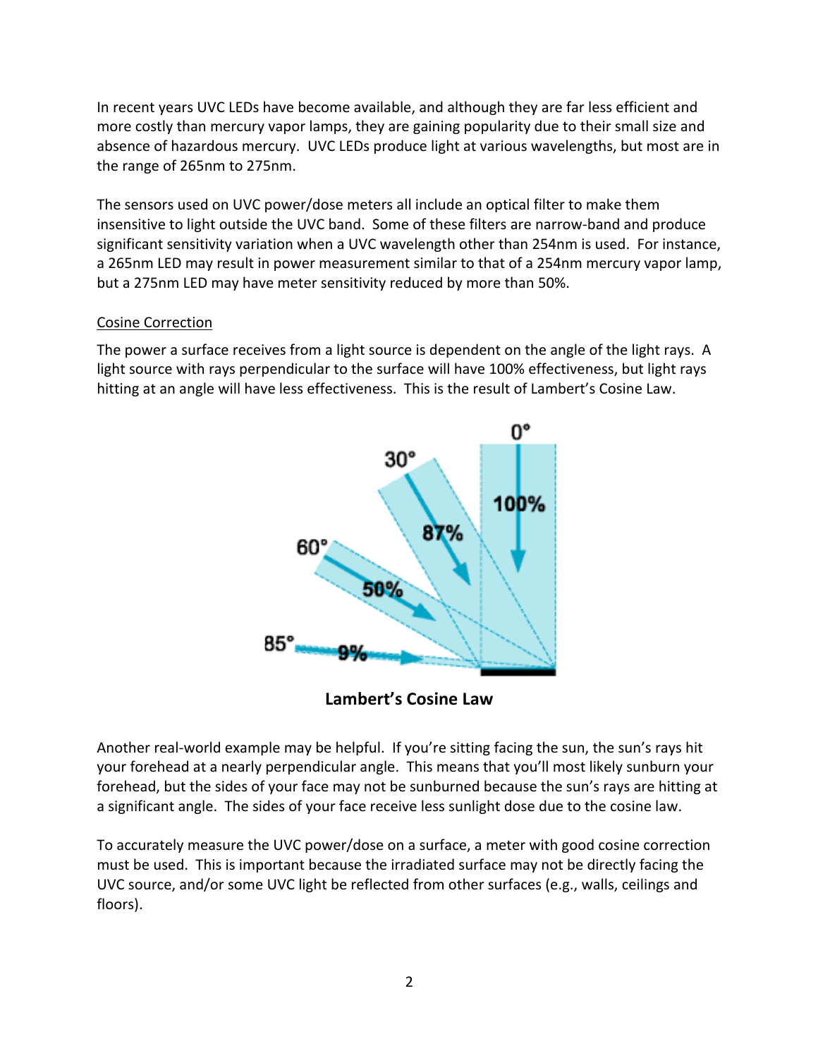In recent years UVC LEDs have become available, and although they are far less efficient and more costly than mercury vapor lamps, they are gaining popularity due to their small size and absence of hazardous mercury. UVC LEDs produce light at various wavelengths, but most are in the range of 265nm to 275nm.

The sensors used on UVC power/dose meters all include an optical filter to make them insensitive to light outside the UVC band. Some of these filters are narrow-band and produce significant sensitivity variation when a UVC wavelength other than 254nm is used. For instance, a 265nm LED may result in power measurement similar to that of a 254nm mercury vapor lamp, but a 275nm LED may have meter sensitivity reduced by more than 50%.

<u>Cosine Correction</u>

The power a surface receives from a light source is dependent on the angle of the light rays. A light source with rays perpendicular to the surface will have 100% effectiveness, but light rays hitting at an angle will have less effectiveness. This is the result of Lambert's Cosine Law.

**Lambert's Cosine Law**

Another real-world example may be helpful. If you're sitting facing the sun, the sun's rays hit your forehead at a nearly perpendicular angle. This means that you'll most likely sunburn your forehead, but the sides of your face may not be sunburned because the sun's rays are hitting at a significant angle. The sides of your face receive less sunlight dose due to the cosine law.

To accurately measure the UVC power/dose on a surface, a meter with good cosine correction must be used. This is important because the irradiated surface may not be directly facing the UVC source, and/or some UVC light be reflected from other surfaces (e.g., walls, ceilings and floors).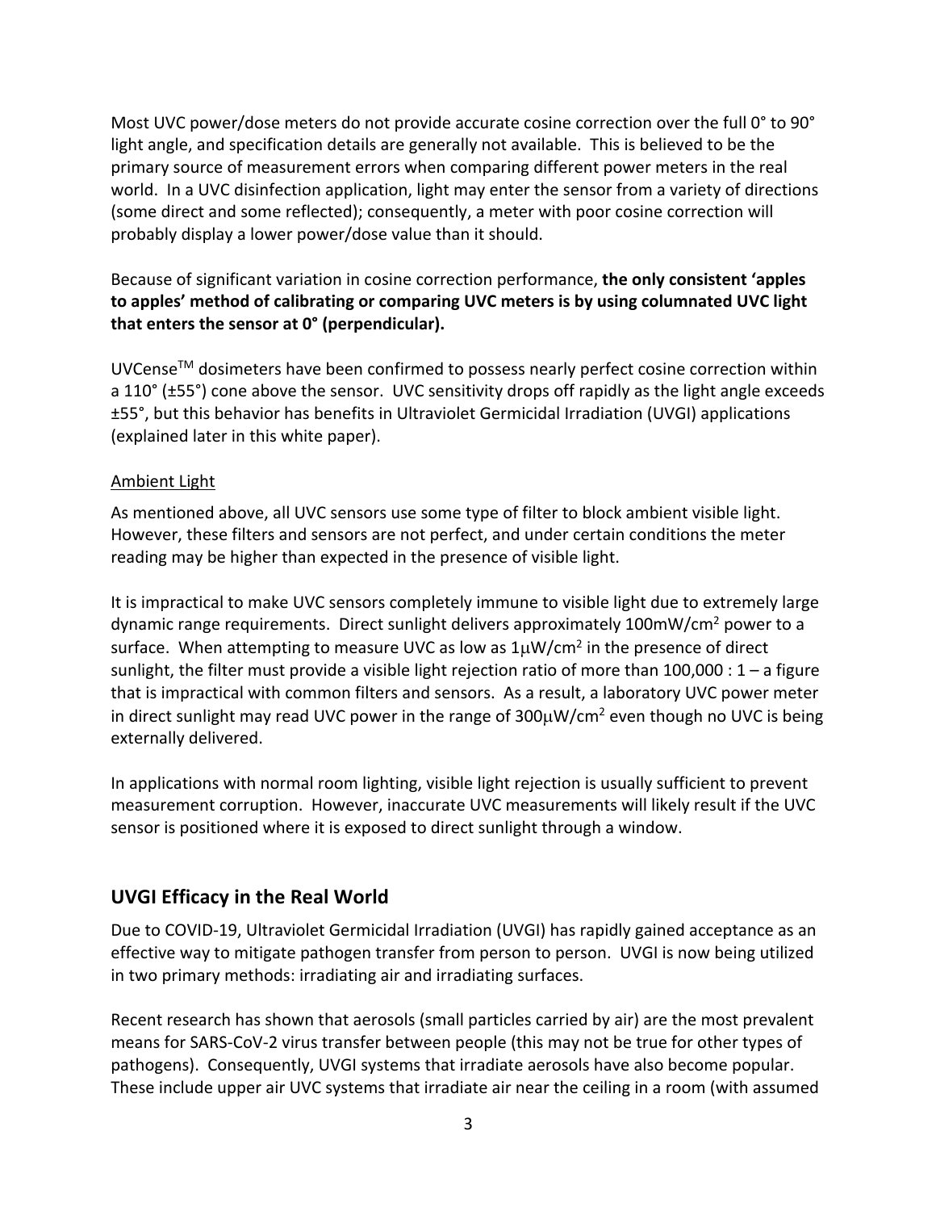Most UVC power/dose meters do not provide accurate cosine correction over the full 0° to 90° light angle, and specification details are generally not available. This is believed to be the primary source of measurement errors when comparing different power meters in the real world. In a UVC disinfection application, light may enter the sensor from a variety of directions (some direct and some reflected); consequently, a meter with poor cosine correction will probably display a lower power/dose value than it should.

Because of significant variation in cosine correction performance, **the only consistent 'apples to apples' method of calibrating or comparing UVC meters is by using columnated UVC light that enters the sensor at 0° (perpendicular).**

UVCense™ dosimeters have been confirmed to possess nearly perfect cosine correction within a 110° (±55°) cone above the sensor. UVC sensitivity drops off rapidly as the light angle exceeds ±55°, but this behavior has benefits in Ultraviolet Germicidal Irradiation (UVGI) applications (explained later in this white paper).

<u>Ambient Light</u>

As mentioned above, all UVC sensors use some type of filter to block ambient visible light. However, these filters and sensors are not perfect, and under certain conditions the meter reading may be higher than expected in the presence of visible light.

It is impractical to make UVC sensors completely immune to visible light due to extremely large dynamic range requirements. Direct sunlight delivers approximately $100 mW/cm^2$ power to a surface. When attempting to measure UVC as low as $1 \mu W/cm^2$ in the presence of direct sunlight, the filter must provide a visible light rejection ratio of more than 100,000 : 1 – a figure that is impractical with common filters and sensors. As a result, a laboratory UVC power meter in direct sunlight may read UVC power in the range of $300 \mu W/cm^2$ even though no UVC is being externally delivered.

In applications with normal room lighting, visible light rejection is usually sufficient to prevent measurement corruption. However, inaccurate UVC measurements will likely result if the UVC sensor is positioned where it is exposed to direct sunlight through a window.

## UVGI Efficacy in the Real World

Due to COVID-19, Ultraviolet Germicidal Irradiation (UVGI) has rapidly gained acceptance as an effective way to mitigate pathogen transfer from person to person. UVGI is now being utilized in two primary methods: irradiating air and irradiating surfaces.

Recent research has shown that aerosols (small particles carried by air) are the most prevalent means for SARS-CoV-2 virus transfer between people (this may not be true for other types of pathogens). Consequently, UVGI systems that irradiate aerosols have also become popular. These include upper air UVC systems that irradiate air near the ceiling in a room (with assumed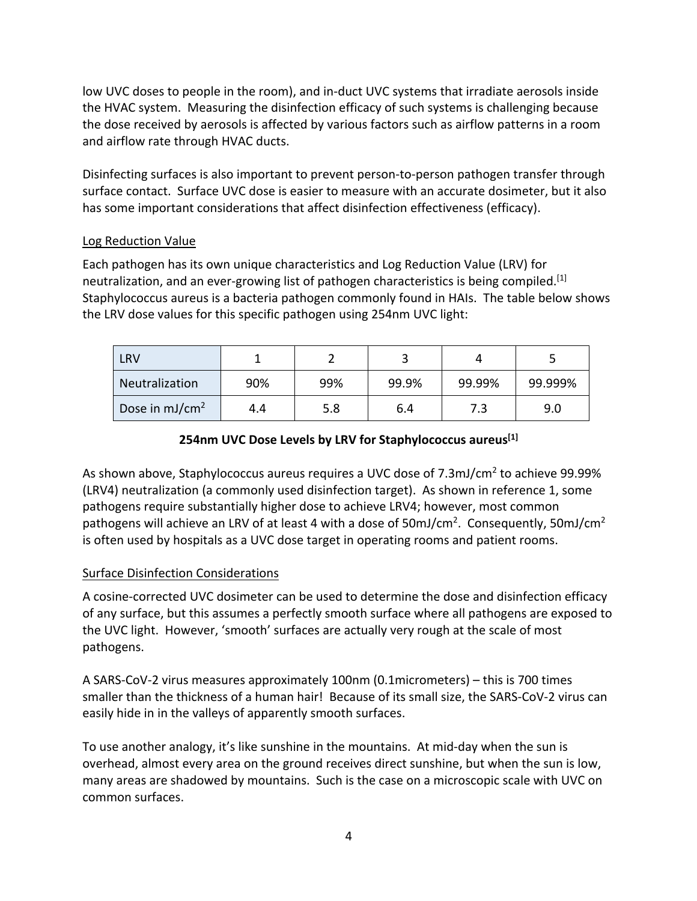low UVC doses to people in the room), and in-duct UVC systems that irradiate aerosols inside the HVAC system. Measuring the disinfection efficacy of such systems is challenging because the dose received by aerosols is affected by various factors such as airflow patterns in a room and airflow rate through HVAC ducts.

Disinfecting surfaces is also important to prevent person-to-person pathogen transfer through surface contact. Surface UVC dose is easier to measure with an accurate dosimeter, but it also has some important considerations that affect disinfection effectiveness (efficacy).

## Log Reduction Value

Each pathogen has its own unique characteristics and Log Reduction Value (LRV) for neutralization, and an ever-growing list of pathogen characteristics is being compiled.[1] Staphylococcus aureus is a bacteria pathogen commonly found in HAIs. The table below shows the LRV dose values for this specific pathogen using 254nm UVC light:

| LRV | 1 | 2 | 3 | 4 | 5 |
|---|---|---|---|---|---|
| Neutralization | 90% | 99% | 99.9% | 99.99% | 99.999% |
| Dose in $mJ/cm^2$ | 4.4 | 5.8 | 6.4 | 7.3 | 9.0 |

**254nm UVC Dose Levels by LRV for Staphylococcus aureus[1]**

As shown above, Staphylococcus aureus requires a UVC dose of $7.3mJ/cm^2$ to achieve 99.99% (LRV4) neutralization (a commonly used disinfection target). As shown in reference 1, some pathogens require substantially higher dose to achieve LRV4; however, most common pathogens will achieve an LRV of at least 4 with a dose of $50mJ/cm^2$. Consequently, $50mJ/cm^2$ is often used by hospitals as a UVC dose target in operating rooms and patient rooms.

## Surface Disinfection Considerations

A cosine-corrected UVC dosimeter can be used to determine the dose and disinfection efficacy of any surface, but this assumes a perfectly smooth surface where all pathogens are exposed to the UVC light. However, 'smooth' surfaces are actually very rough at the scale of most pathogens.

A SARS-CoV-2 virus measures approximately 100nm (0.1micrometers) – this is 700 times smaller than the thickness of a human hair! Because of its small size, the SARS-CoV-2 virus can easily hide in in the valleys of apparently smooth surfaces.

To use another analogy, it's like sunshine in the mountains. At mid-day when the sun is overhead, almost every area on the ground receives direct sunshine, but when the sun is low, many areas are shadowed by mountains. Such is the case on a microscopic scale with UVC on common surfaces.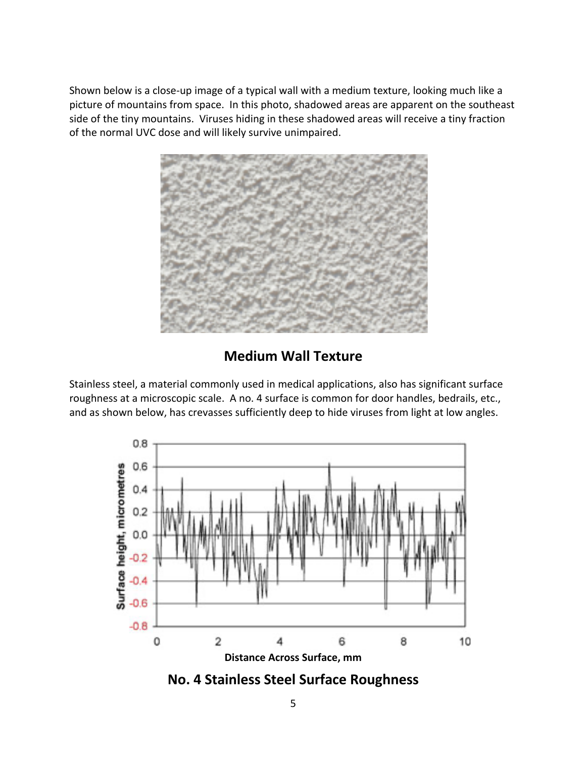Shown below is a close-up image of a typical wall with a medium texture, looking much like a picture of mountains from space. In this photo, shadowed areas are apparent on the southeast side of the tiny mountains. Viruses hiding in these shadowed areas will receive a tiny fraction of the normal UVC dose and will likely survive unimpaired.

**Medium Wall Texture**

Stainless steel, a material commonly used in medical applications, also has significant surface roughness at a microscopic scale. A no. 4 surface is common for door handles, bedrails, etc., and as shown below, has crevasses sufficiently deep to hide viruses from light at low angles.

**No. 4 Stainless Steel Surface Roughness**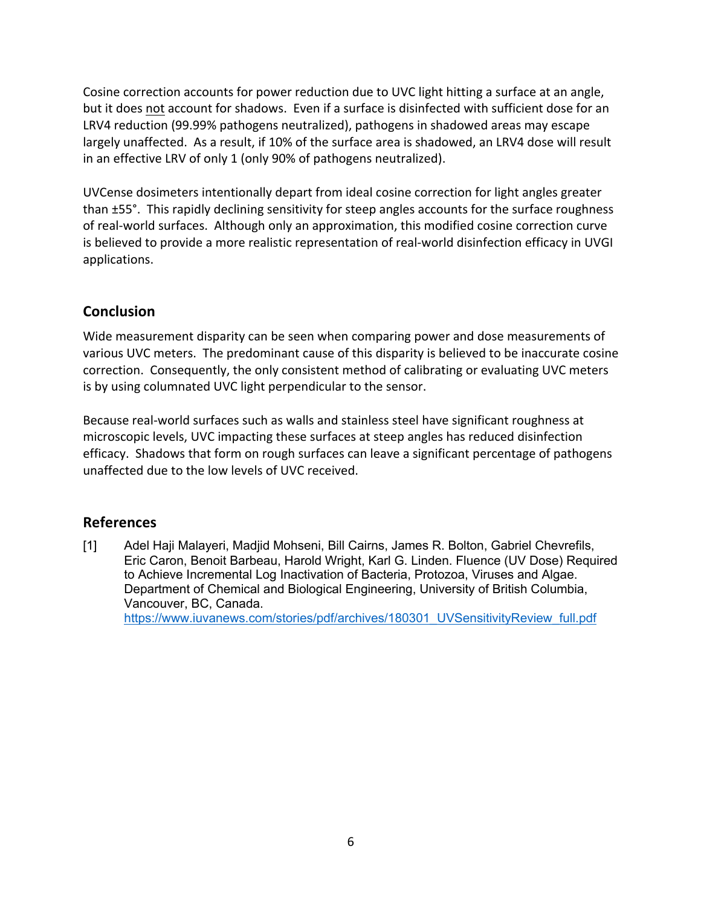Cosine correction accounts for power reduction due to UVC light hitting a surface at an angle, but it does not account for shadows. Even if a surface is disinfected with sufficient dose for an LRV4 reduction (99.99% pathogens neutralized), pathogens in shadowed areas may escape largely unaffected. As a result, if 10% of the surface area is shadowed, an LRV4 dose will result in an effective LRV of only 1 (only 90% of pathogens neutralized).

UVCense dosimeters intentionally depart from ideal cosine correction for light angles greater than ±55°. This rapidly declining sensitivity for steep angles accounts for the surface roughness of real-world surfaces. Although only an approximation, this modified cosine correction curve is believed to provide a more realistic representation of real-world disinfection efficacy in UVGI applications.

## Conclusion

Wide measurement disparity can be seen when comparing power and dose measurements of various UVC meters. The predominant cause of this disparity is believed to be inaccurate cosine correction. Consequently, the only consistent method of calibrating or evaluating UVC meters is by using columnated UVC light perpendicular to the sensor.

Because real-world surfaces such as walls and stainless steel have significant roughness at microscopic levels, UVC impacting these surfaces at steep angles has reduced disinfection efficacy. Shadows that form on rough surfaces can leave a significant percentage of pathogens unaffected due to the low levels of UVC received.

## References

[1] Adel Haji Malayeri, Madjid Mohseni, Bill Cairns, James R. Bolton, Gabriel Chevrefils, Eric Caron, Benoit Barbeau, Harold Wright, Karl G. Linden. Fluence (UV Dose) Required to Achieve Incremental Log Inactivation of Bacteria, Protozoa, Viruses and Algae. Department of Chemical and Biological Engineering, University of British Columbia, Vancouver, BC, Canada. https://www.iuvanews.com/stories/pdf/archives/180301_UVSensitivityReview_full.pdf